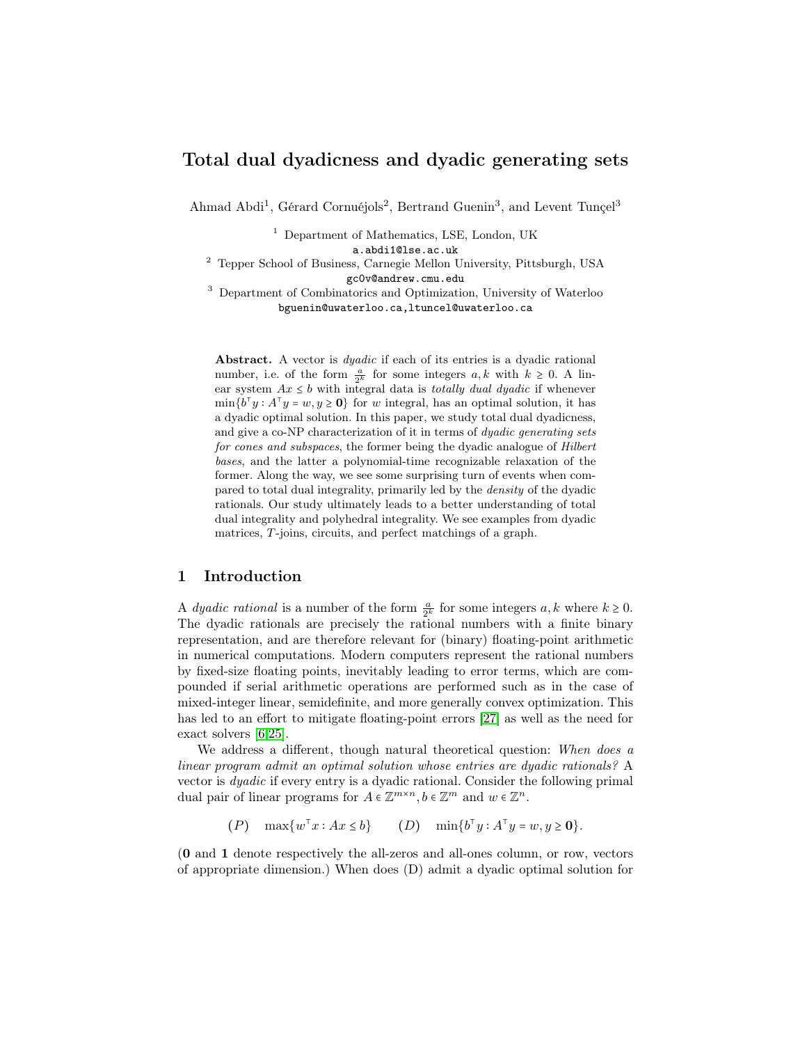# Total dual dyadicness and dyadic generating sets

Ahmad Abdi[1], Gérard Cornuéjols[2], Bertrand Guenin[3], and Levent Tunçel[3]

[1] Department of Mathematics, LSE, London, UK
a.abdi1@lse.ac.uk

[2] Tepper School of Business, Carnegie Mellon University, Pittsburgh, USA
gc0v@andrew.cmu.edu

[3] Department of Combinatorics and Optimization, University of Waterloo
bguenin@uwaterloo.ca,ltuncel@uwaterloo.ca

**Abstract.** A vector is *dyadic* if each of its entries is a dyadic rational number, i.e. of the form $\frac{a}{2^k}$ for some integers $a, k$ with $k \geq 0$. A linear system $Ax \leq b$ with integral data is *totally dual dyadic* if whenever $\min\{b^\top y : A^\top y = w, y \geq \mathbf{0}\}$ for $w$ integral, has an optimal solution, it has a dyadic optimal solution. In this paper, we study total dual dyadicness, and give a co-NP characterization of it in terms of *dyadic generating sets for cones and subspaces*, the former being the dyadic analogue of *Hilbert bases*, and the latter a polynomial-time recognizable relaxation of the former. Along the way, we see some surprising turn of events when compared to total dual integrality, primarily led by the *density* of the dyadic rationals. Our study ultimately leads to a better understanding of total dual integrality and polyhedral integrality. We see examples from dyadic matrices, $T$-joins, circuits, and perfect matchings of a graph.

## 1 Introduction

A *dyadic rational* is a number of the form $\frac{a}{2^k}$ for some integers $a, k$ where $k \geq 0$. The dyadic rationals are precisely the rational numbers with a finite binary representation, and are therefore relevant for (binary) floating-point arithmetic in numerical computations. Modern computers represent the rational numbers by fixed-size floating points, inevitably leading to error terms, which are compounded if serial arithmetic operations are performed such as in the case of mixed-integer linear, semidefinite, and more generally convex optimization. This has led to an effort to mitigate floating-point errors [27] as well as the need for exact solvers [6,25].

We address a different, though natural theoretical question: *When does a linear program admit an optimal solution whose entries are dyadic rationals?* A vector is *dyadic* if every entry is a dyadic rational. Consider the following primal dual pair of linear programs for $A \in \mathbb{Z}^{m \times n}, b \in \mathbb{Z}^m$ and $w \in \mathbb{Z}^n$.

$$(P) \quad \max\{w^\top x : Ax \leq b\} \qquad (D) \quad \min\{b^\top y : A^\top y = w, y \geq \mathbf{0}\}.$$

($\mathbf{0}$ and $\mathbf{1}$ denote respectively the all-zeros and all-ones column, or row, vectors of appropriate dimension.) When does (D) admit a dyadic optimal solution for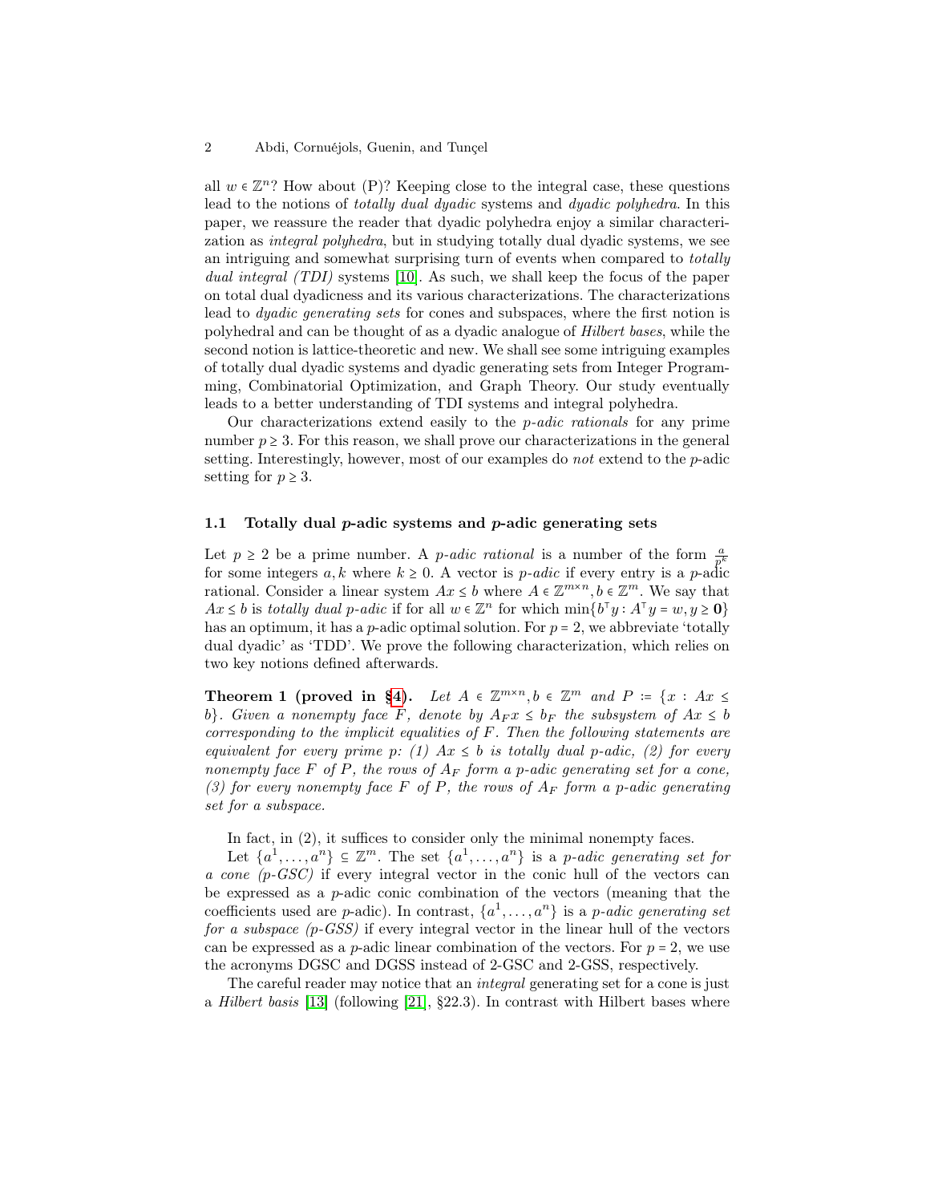all $w \in \mathbb{Z}^n$? How about (P)? Keeping close to the integral case, these questions lead to the notions of *totally dual dyadic* systems and *dyadic polyhedra*. In this paper, we reassure the reader that dyadic polyhedra enjoy a similar characterization as *integral polyhedra*, but in studying totally dual dyadic systems, we see an intriguing and somewhat surprising turn of events when compared to *totally dual integral (TDI)* systems [10]. As such, we shall keep the focus of the paper on total dual dyadicness and its various characterizations. The characterizations lead to *dyadic generating sets* for cones and subspaces, where the first notion is polyhedral and can be thought of as a dyadic analogue of *Hilbert bases*, while the second notion is lattice-theoretic and new. We shall see some intriguing examples of totally dual dyadic systems and dyadic generating sets from Integer Programming, Combinatorial Optimization, and Graph Theory. Our study eventually leads to a better understanding of TDI systems and integral polyhedra.

Our characterizations extend easily to the *p-adic rationals* for any prime number $p \geq 3$. For this reason, we shall prove our characterizations in the general setting. Interestingly, however, most of our examples do *not* extend to the $p$-adic setting for $p \geq 3$.

### 1.1 Totally dual $p$-adic systems and $p$-adic generating sets

Let $p \geq 2$ be a prime number. A *p-adic rational* is a number of the form $\frac{a}{p^k}$ for some integers $a, k$ where $k \geq 0$. A vector is *p-adic* if every entry is a $p$-adic rational. Consider a linear system $Ax \leq b$ where $A \in \mathbb{Z}^{m\times n}, b \in \mathbb{Z}^m$. We say that $Ax \leq b$ is *totally dual p-adic* if for all $w \in \mathbb{Z}^n$ for which $\min\{b^\top y : A^\top y = w, y \geq \mathbf{0}\}$ has an optimum, it has a $p$-adic optimal solution. For $p = 2$, we abbreviate 'totally dual dyadic' as 'TDD'. We prove the following characterization, which relies on two key notions defined afterwards.

**Theorem 1 (proved in §4).** *Let $A \in \mathbb{Z}^{m\times n}, b \in \mathbb{Z}^m$ and $P := \{x : Ax \leq b\}$. Given a nonempty face $F$, denote by $A_F x \leq b_F$ the subsystem of $Ax \leq b$ corresponding to the implicit equalities of $F$. Then the following statements are equivalent for every prime $p$: (1) $Ax \leq b$ is totally dual p-adic, (2) for every nonempty face $F$ of $P$, the rows of $A_F$ form a p-adic generating set for a cone, (3) for every nonempty face $F$ of $P$, the rows of $A_F$ form a p-adic generating set for a subspace.*

In fact, in (2), it suffices to consider only the minimal nonempty faces.

Let $\{a^1, \dots, a^n\} \subseteq \mathbb{Z}^m$. The set $\{a^1, \dots, a^n\}$ is a *p-adic generating set for a cone (p-GSC)* if every integral vector in the conic hull of the vectors can be expressed as a $p$-adic conic combination of the vectors (meaning that the coefficients used are $p$-adic). In contrast, $\{a^1, \dots, a^n\}$ is a *p-adic generating set for a subspace (p-GSS)* if every integral vector in the linear hull of the vectors can be expressed as a $p$-adic linear combination of the vectors. For $p = 2$, we use the acronyms DGSC and DGSS instead of 2-GSC and 2-GSS, respectively.

The careful reader may notice that an *integral* generating set for a cone is just a *Hilbert basis* [13] (following [21], §22.3). In contrast with Hilbert bases where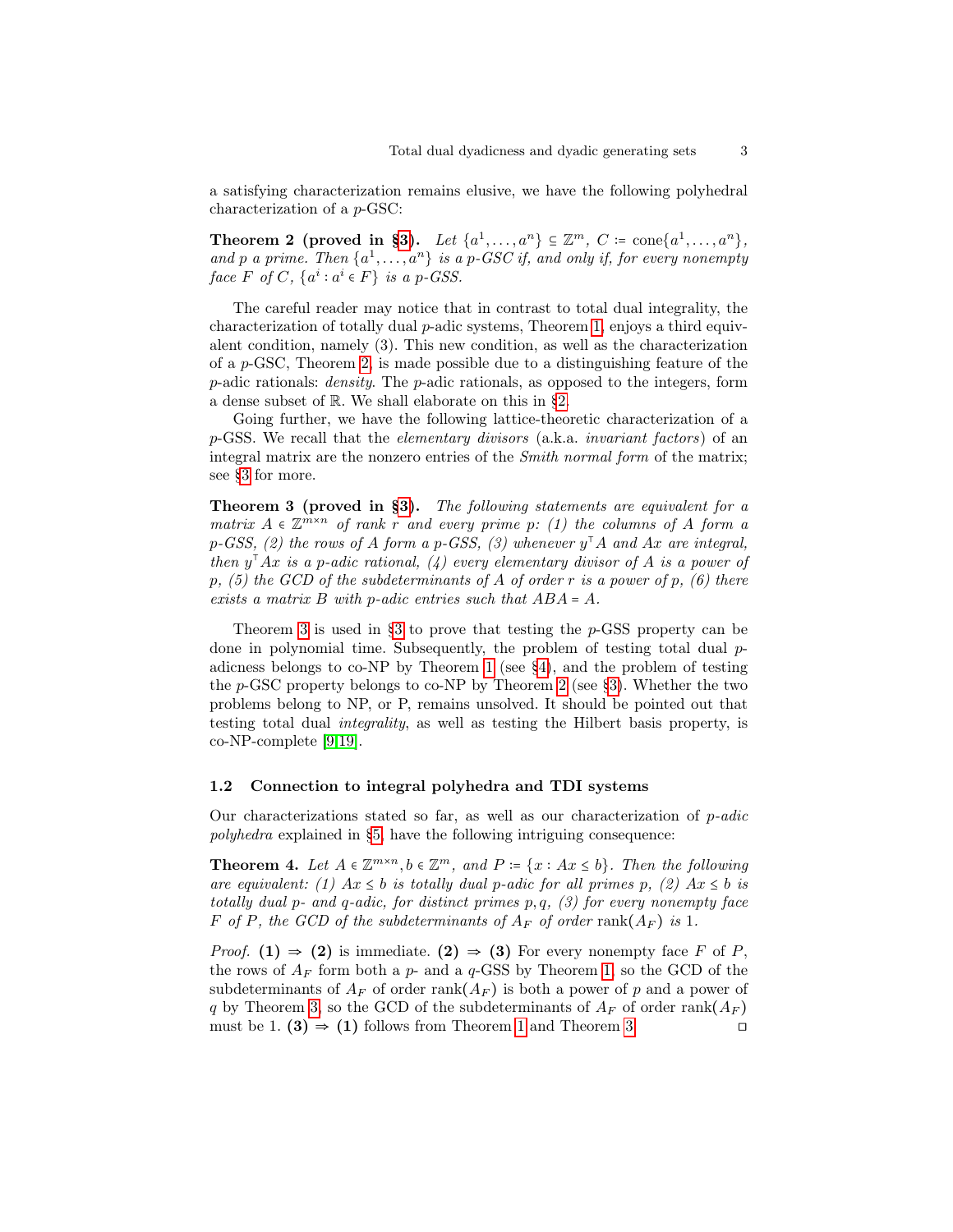a satisfying characterization remains elusive, we have the following polyhedral characterization of a $p$-GSC:

**Theorem 2 (proved in §3).** *Let $\{a^1, \ldots, a^n\} \subseteq \mathbb{Z}^m$, $C := \mathrm{cone}\{a^1, \ldots, a^n\}$, and $p$ a prime. Then $\{a^1, \ldots, a^n\}$ is a $p$-GSC if, and only if, for every nonempty face $F$ of $C$, $\{a^i : a^i \in F\}$ is a $p$-GSS.*

The careful reader may notice that in contrast to total dual integrality, the characterization of totally dual $p$-adic systems, Theorem 1, enjoys a third equivalent condition, namely (3). This new condition, as well as the characterization of a $p$-GSC, Theorem 2, is made possible due to a distinguishing feature of the $p$-adic rationals: *density*. The $p$-adic rationals, as opposed to the integers, form a dense subset of $\mathbb{R}$. We shall elaborate on this in §2.

Going further, we have the following lattice-theoretic characterization of a $p$-GSS. We recall that the *elementary divisors* (a.k.a. *invariant factors*) of an integral matrix are the nonzero entries of the *Smith normal form* of the matrix; see §3 for more.

**Theorem 3 (proved in §3).** *The following statements are equivalent for a matrix $A \in \mathbb{Z}^{m\times n}$ of rank $r$ and every prime $p$: (1) the columns of $A$ form a $p$-GSS, (2) the rows of $A$ form a $p$-GSS, (3) whenever $y^\top A$ and $Ax$ are integral, then $y^\top Ax$ is a $p$-adic rational, (4) every elementary divisor of $A$ is a power of $p$, (5) the GCD of the subdeterminants of $A$ of order $r$ is a power of $p$, (6) there exists a matrix $B$ with $p$-adic entries such that $ABA = A$.*

Theorem 3 is used in §3 to prove that testing the $p$-GSS property can be done in polynomial time. Subsequently, the problem of testing total dual $p$-adicness belongs to co-NP by Theorem 1 (see §4), and the problem of testing the $p$-GSC property belongs to co-NP by Theorem 2 (see §3). Whether the two problems belong to NP, or P, remains unsolved. It should be pointed out that testing total dual *integrality*, as well as testing the Hilbert basis property, is co-NP-complete [9,19].

### 1.2 Connection to integral polyhedra and TDI systems

Our characterizations stated so far, as well as our characterization of *$p$-adic polyhedra* explained in §5, have the following intriguing consequence:

**Theorem 4.** *Let $A \in \mathbb{Z}^{m\times n}, b \in \mathbb{Z}^m$, and $P := \{x : Ax \leq b\}$. Then the following are equivalent: (1) $Ax \leq b$ is totally dual $p$-adic for all primes $p$, (2) $Ax \leq b$ is totally dual $p$- and $q$-adic, for distinct primes $p, q$, (3) for every nonempty face $F$ of $P$, the GCD of the subdeterminants of $A_F$ of order $\mathrm{rank}(A_F)$ is 1.*

*Proof.* **(1) ⇒ (2)** is immediate. **(2) ⇒ (3)** For every nonempty face $F$ of $P$, the rows of $A_F$ form both a $p$- and a $q$-GSS by Theorem 1, so the GCD of the subdeterminants of $A_F$ of order $\mathrm{rank}(A_F)$ is both a power of $p$ and a power of $q$ by Theorem 3, so the GCD of the subdeterminants of $A_F$ of order $\mathrm{rank}(A_F)$ must be 1. **(3) ⇒ (1)** follows from Theorem 1 and Theorem 3. ◻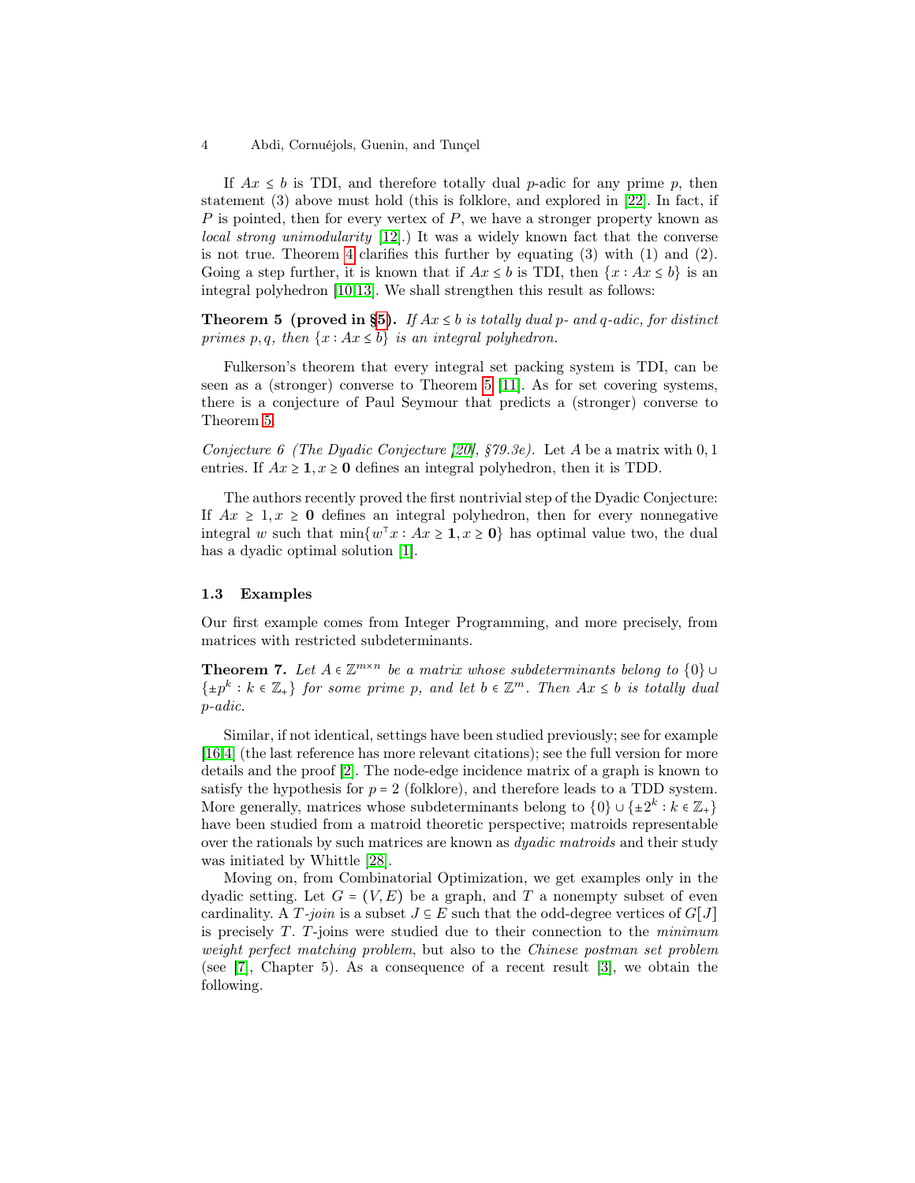If $Ax \le b$ is TDI, and therefore totally dual $p$-adic for any prime $p$, then statement (3) above must hold (this is folklore, and explored in [22]. In fact, if $P$ is pointed, then for every vertex of $P$, we have a stronger property known as *local strong unimodularity* [12].) It was a widely known fact that the converse is not true. Theorem 4 clarifies this further by equating (3) with (1) and (2). Going a step further, it is known that if $Ax \le b$ is TDI, then $\{x : Ax \le b\}$ is an integral polyhedron [10,13]. We shall strengthen this result as follows:

**Theorem 5 (proved in §5).** *If $Ax \le b$ is totally dual $p$- and $q$-adic, for distinct primes $p, q$, then $\{x : Ax \le b\}$ is an integral polyhedron.*

Fulkerson's theorem that every integral set packing system is TDI, can be seen as a (stronger) converse to Theorem 5 [11]. As for set covering systems, there is a conjecture of Paul Seymour that predicts a (stronger) converse to Theorem 5.

*Conjecture 6 (The Dyadic Conjecture [20], §79.3e).* Let $A$ be a matrix with 0, 1 entries. If $Ax \ge \mathbf{1}, x \ge \mathbf{0}$ defines an integral polyhedron, then it is TDD.

The authors recently proved the first nontrivial step of the Dyadic Conjecture: If $Ax \ge 1, x \ge \mathbf{0}$ defines an integral polyhedron, then for every nonnegative integral $w$ such that $\min\{w^\top x : Ax \ge \mathbf{1}, x \ge \mathbf{0}\}$ has optimal value two, the dual has a dyadic optimal solution [1].

### 1.3 Examples

Our first example comes from Integer Programming, and more precisely, from matrices with restricted subdeterminants.

**Theorem 7.** *Let $A \in \mathbb{Z}^{m \times n}$ be a matrix whose subdeterminants belong to $\{0\} \cup \{\pm p^k : k \in \mathbb{Z}_+\}$ for some prime $p$, and let $b \in \mathbb{Z}^m$. Then $Ax \le b$ is totally dual $p$-adic.*

Similar, if not identical, settings have been studied previously; see for example [16,4] (the last reference has more relevant citations); see the full version for more details and the proof [2]. The node-edge incidence matrix of a graph is known to satisfy the hypothesis for $p = 2$ (folklore), and therefore leads to a TDD system. More generally, matrices whose subdeterminants belong to $\{0\} \cup \{\pm 2^k : k \in \mathbb{Z}_+\}$ have been studied from a matroid theoretic perspective; matroids representable over the rationals by such matrices are known as *dyadic matroids* and their study was initiated by Whittle [28].

Moving on, from Combinatorial Optimization, we get examples only in the dyadic setting. Let $G = (V, E)$ be a graph, and $T$ a nonempty subset of even cardinality. A *$T$-join* is a subset $J \subseteq E$ such that the odd-degree vertices of $G[J]$ is precisely $T$. $T$-joins were studied due to their connection to the *minimum weight perfect matching problem*, but also to the *Chinese postman set problem* (see [7], Chapter 5). As a consequence of a recent result [3], we obtain the following.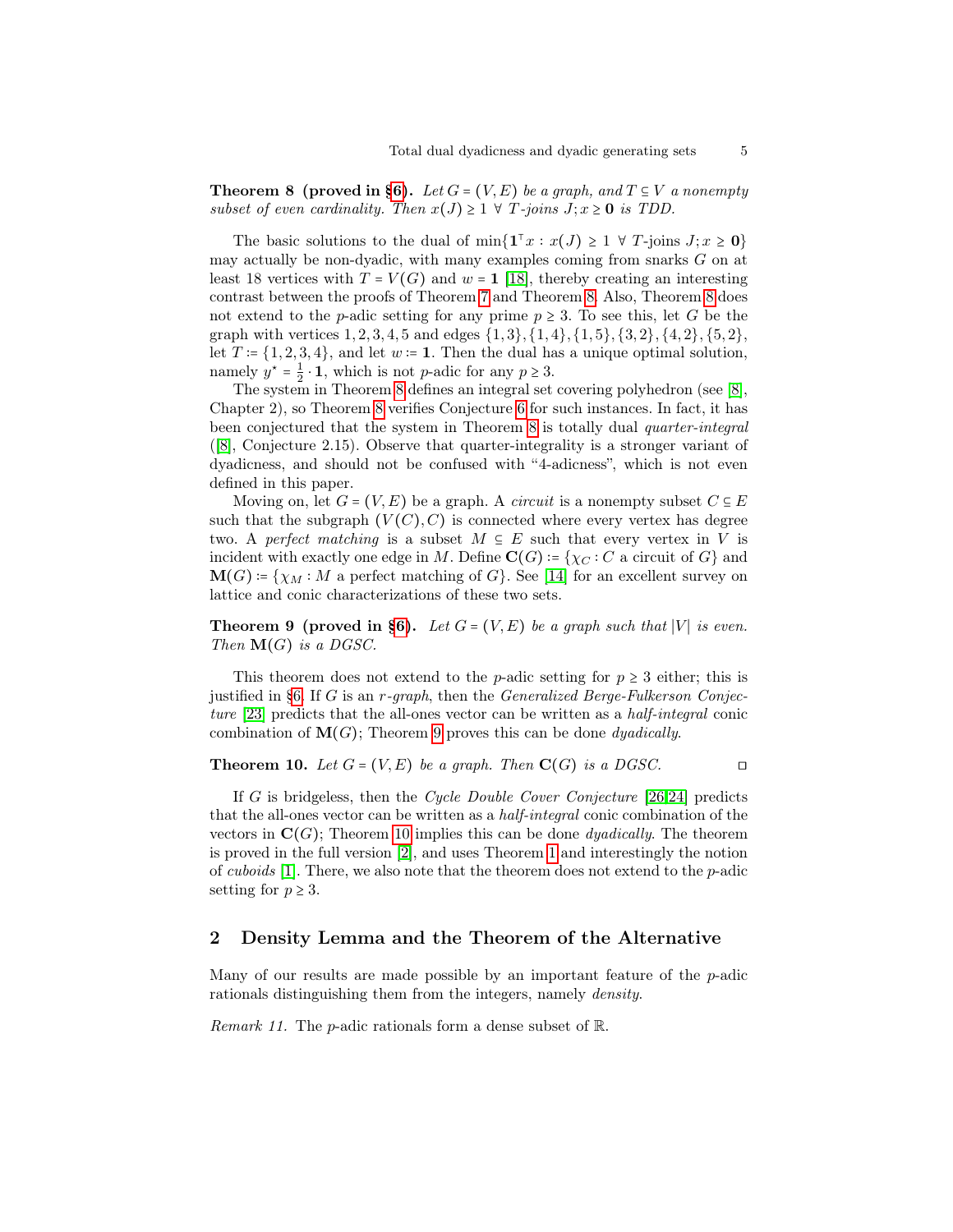**Theorem 8 (proved in §6).** *Let $G = (V, E)$ be a graph, and $T \subseteq V$ a nonempty subset of even cardinality. Then $x(J) \geq 1 \ \forall$ $T$-joins $J; x \geq \mathbf{0}$ is TDD.*

The basic solutions to the dual of $\min\{\mathbf{1}^\top x : x(J) \geq 1 \ \forall \ T\text{-joins } J; x \geq \mathbf{0}\}$ may actually be non-dyadic, with many examples coming from snarks $G$ on at least 18 vertices with $T = V(G)$ and $w = \mathbf{1}$ [18], thereby creating an interesting contrast between the proofs of Theorem 7 and Theorem 8. Also, Theorem 8 does not extend to the $p$-adic setting for any prime $p \geq 3$. To see this, let $G$ be the graph with vertices $1, 2, 3, 4, 5$ and edges $\{1,3\}, \{1,4\}, \{1,5\}, \{3,2\}, \{4,2\}, \{5,2\}$, let $T := \{1,2,3,4\}$, and let $w := \mathbf{1}$. Then the dual has a unique optimal solution, namely $y^\star = \frac{1}{2} \cdot \mathbf{1}$, which is not $p$-adic for any $p \geq 3$.

The system in Theorem 8 defines an integral set covering polyhedron (see [8], Chapter 2), so Theorem 8 verifies Conjecture 6 for such instances. In fact, it has been conjectured that the system in Theorem 8 is totally dual *quarter-integral* ([8], Conjecture 2.15). Observe that quarter-integrality is a stronger variant of dyadicness, and should not be confused with "4-adicness", which is not even defined in this paper.

Moving on, let $G = (V, E)$ be a graph. A *circuit* is a nonempty subset $C \subseteq E$ such that the subgraph $(V(C), C)$ is connected where every vertex has degree two. A *perfect matching* is a subset $M \subseteq E$ such that every vertex in $V$ is incident with exactly one edge in $M$. Define $\mathbf{C}(G) := \{\chi_C : C \text{ a circuit of } G\}$ and $\mathbf{M}(G) := \{\chi_M : M \text{ a perfect matching of } G\}$. See [14] for an excellent survey on lattice and conic characterizations of these two sets.

**Theorem 9 (proved in §6).** *Let $G = (V, E)$ be a graph such that $|V|$ is even. Then $\mathbf{M}(G)$ is a DGSC.*

This theorem does not extend to the $p$-adic setting for $p \geq 3$ either; this is justified in §6. If $G$ is an $r$*-graph*, then the *Generalized Berge-Fulkerson Conjecture* [23] predicts that the all-ones vector can be written as a *half-integral* conic combination of $\mathbf{M}(G)$; Theorem 9 proves this can be done *dyadically*.

**Theorem 10.** *Let $G = (V, E)$ be a graph. Then $\mathbf{C}(G)$ is a DGSC.* □

If $G$ is bridgeless, then the *Cycle Double Cover Conjecture* [26,24] predicts that the all-ones vector can be written as a *half-integral* conic combination of the vectors in $\mathbf{C}(G)$; Theorem 10 implies this can be done *dyadically*. The theorem is proved in the full version [2], and uses Theorem 1 and interestingly the notion of *cuboids* [1]. There, we also note that the theorem does not extend to the $p$-adic setting for $p \geq 3$.

## 2 Density Lemma and the Theorem of the Alternative

Many of our results are made possible by an important feature of the $p$-adic rationals distinguishing them from the integers, namely *density*.

*Remark 11.* The $p$-adic rationals form a dense subset of $\mathbb{R}$.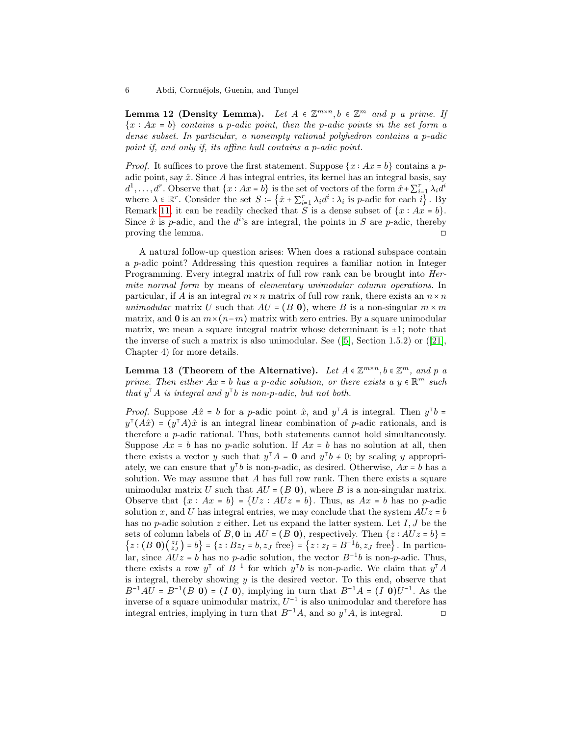**Lemma 12 (Density Lemma).** *Let $A \in \mathbb{Z}^{m\times n}, b \in \mathbb{Z}^m$ and $p$ a prime. If $\{x : Ax = b\}$ contains a $p$-adic point, then the $p$-adic points in the set form a dense subset. In particular, a nonempty rational polyhedron contains a $p$-adic point if, and only if, its affine hull contains a $p$-adic point.*

*Proof.* It suffices to prove the first statement. Suppose $\{x : Ax = b\}$ contains a $p$-adic point, say $\hat{x}$. Since $A$ has integral entries, its kernel has an integral basis, say $d^1, \dots, d^r$. Observe that $\{x : Ax = b\}$ is the set of vectors of the form $\hat{x} + \sum_{i=1}^r \lambda_i d^i$ where $\lambda \in \mathbb{R}^r$. Consider the set $S := \left\{\hat{x} + \sum_{i=1}^r \lambda_i d^i : \lambda_i \text{ is } p\text{-adic for each } i\right\}$. By Remark 11, it can be readily checked that $S$ is a dense subset of $\{x : Ax = b\}$. Since $\hat{x}$ is $p$-adic, and the $d^i$'s are integral, the points in $S$ are $p$-adic, thereby proving the lemma. □

A natural follow-up question arises: When does a rational subspace contain a $p$-adic point? Addressing this question requires a familiar notion in Integer Programming. Every integral matrix of full row rank can be brought into *Hermite normal form* by means of *elementary unimodular column operations*. In particular, if $A$ is an integral $m \times n$ matrix of full row rank, there exists an $n \times n$ *unimodular* matrix $U$ such that $AU = (B\ \mathbf{0})$, where $B$ is a non-singular $m \times m$ matrix, and $\mathbf{0}$ is an $m \times (n-m)$ matrix with zero entries. By a square unimodular matrix, we mean a square integral matrix whose determinant is $\pm 1$; note that the inverse of such a matrix is also unimodular. See ([5], Section 1.5.2) or ([21], Chapter 4) for more details.

**Lemma 13 (Theorem of the Alternative).** *Let $A \in \mathbb{Z}^{m\times n}, b \in \mathbb{Z}^m$, and $p$ a prime. Then either $Ax = b$ has a $p$-adic solution, or there exists a $y \in \mathbb{R}^m$ such that $y^\top A$ is integral and $y^\top b$ is non-$p$-adic, but not both.*

*Proof.* Suppose $A\hat{x} = b$ for a $p$-adic point $\hat{x}$, and $y^\top A$ is integral. Then $y^\top b = y^\top (A\hat{x}) = (y^\top A)\hat{x}$ is an integral linear combination of $p$-adic rationals, and is therefore a $p$-adic rational. Thus, both statements cannot hold simultaneously. Suppose $Ax = b$ has no $p$-adic solution. If $Ax = b$ has no solution at all, then there exists a vector $y$ such that $y^\top A = \mathbf{0}$ and $y^\top b \neq 0$; by scaling $y$ appropriately, we can ensure that $y^\top b$ is non-$p$-adic, as desired. Otherwise, $Ax = b$ has a solution. We may assume that $A$ has full row rank. Then there exists a square unimodular matrix $U$ such that $AU = (B\ \mathbf{0})$, where $B$ is a non-singular matrix. Observe that $\{x : Ax = b\} = \{Uz : AUz = b\}$. Thus, as $Ax = b$ has no $p$-adic solution $x$, and $U$ has integral entries, we may conclude that the system $AUz = b$ has no $p$-adic solution $z$ either. Let us expand the latter system. Let $I, J$ be the sets of column labels of $B, \mathbf{0}$ in $AU = (B\ \mathbf{0})$, respectively. Then $\{z : AUz = b\} = \left\{z : (B\ \mathbf{0})\binom{z_I}{z_J} = b\right\} = \{z : Bz_I = b, z_J \text{ free}\} = \left\{z : z_I = B^{-1}b, z_J \text{ free}\right\}$. In particular, since $AUz = b$ has no $p$-adic solution, the vector $B^{-1}b$ is non-$p$-adic. Thus, there exists a row $y^\top$ of $B^{-1}$ for which $y^\top b$ is non-$p$-adic. We claim that $y^\top A$ is integral, thereby showing $y$ is the desired vector. To this end, observe that $B^{-1}AU = B^{-1}(B\ \mathbf{0}) = (I\ \mathbf{0})$, implying in turn that $B^{-1}A = (I\ \mathbf{0})U^{-1}$. As the inverse of a square unimodular matrix, $U^{-1}$ is also unimodular and therefore has integral entries, implying in turn that $B^{-1}A$, and so $y^\top A$, is integral. □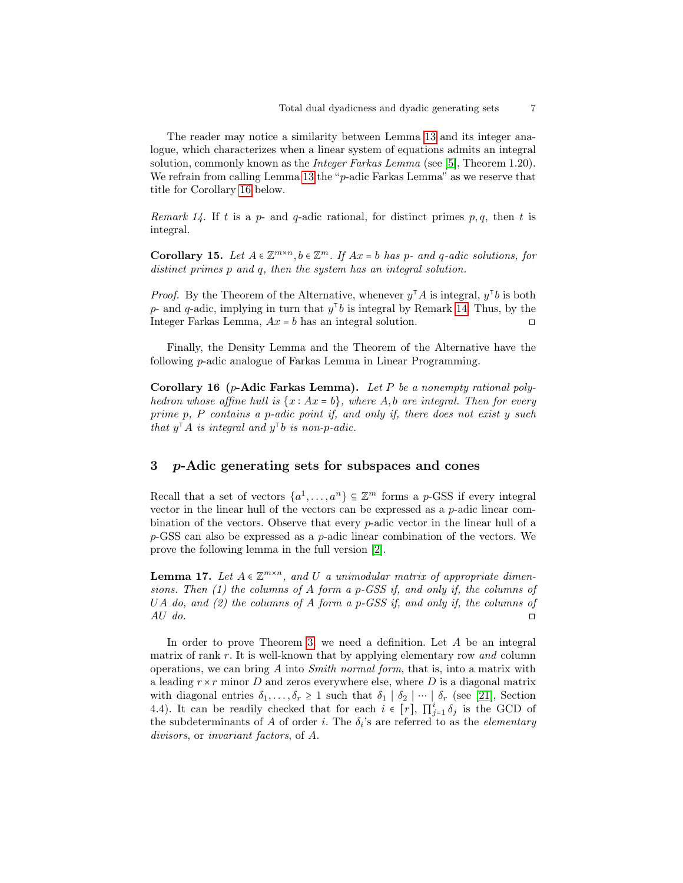The reader may notice a similarity between Lemma 13 and its integer analogue, which characterizes when a linear system of equations admits an integral solution, commonly known as the *Integer Farkas Lemma* (see [5], Theorem 1.20). We refrain from calling Lemma 13 the "$p$-adic Farkas Lemma" as we reserve that title for Corollary 16 below.

*Remark 14.* If $t$ is a $p$- and $q$-adic rational, for distinct primes $p, q$, then $t$ is integral.

**Corollary 15.** *Let $A \in \mathbb{Z}^{m\times n}, b \in \mathbb{Z}^m$. If $Ax = b$ has $p$- and $q$-adic solutions, for distinct primes $p$ and $q$, then the system has an integral solution.*

*Proof.* By the Theorem of the Alternative, whenever $y^\top A$ is integral, $y^\top b$ is both $p$- and $q$-adic, implying in turn that $y^\top b$ is integral by Remark 14. Thus, by the Integer Farkas Lemma, $Ax = b$ has an integral solution. ◻

Finally, the Density Lemma and the Theorem of the Alternative have the following $p$-adic analogue of Farkas Lemma in Linear Programming.

**Corollary 16 ($p$-Adic Farkas Lemma).** *Let $P$ be a nonempty rational polyhedron whose affine hull is $\{x : Ax = b\}$, where $A, b$ are integral. Then for every prime $p$, $P$ contains a $p$-adic point if, and only if, there does not exist $y$ such that $y^\top A$ is integral and $y^\top b$ is non-$p$-adic.*

## 3 $p$-Adic generating sets for subspaces and cones

Recall that a set of vectors $\{a^1, \dots, a^n\} \subseteq \mathbb{Z}^m$ forms a $p$-GSS if every integral vector in the linear hull of the vectors can be expressed as a $p$-adic linear combination of the vectors. Observe that every $p$-adic vector in the linear hull of a $p$-GSS can also be expressed as a $p$-adic linear combination of the vectors. We prove the following lemma in the full version [2].

**Lemma 17.** *Let $A \in \mathbb{Z}^{m\times n}$, and $U$ a unimodular matrix of appropriate dimensions. Then (1) the columns of $A$ form a $p$-GSS if, and only if, the columns of $UA$ do, and (2) the columns of $A$ form a $p$-GSS if, and only if, the columns of $AU$ do.* ◻

In order to prove Theorem 3, we need a definition. Let $A$ be an integral matrix of rank $r$. It is well-known that by applying elementary row *and* column operations, we can bring $A$ into *Smith normal form*, that is, into a matrix with a leading $r \times r$ minor $D$ and zeros everywhere else, where $D$ is a diagonal matrix with diagonal entries $\delta_1, \dots, \delta_r \geq 1$ such that $\delta_1 \mid \delta_2 \mid \cdots \mid \delta_r$ (see [21], Section 4.4). It can be readily checked that for each $i \in [r]$, $\prod_{j=1}^{i} \delta_j$ is the GCD of the subdeterminants of $A$ of order $i$. The $\delta_i$'s are referred to as the *elementary divisors*, or *invariant factors*, of $A$.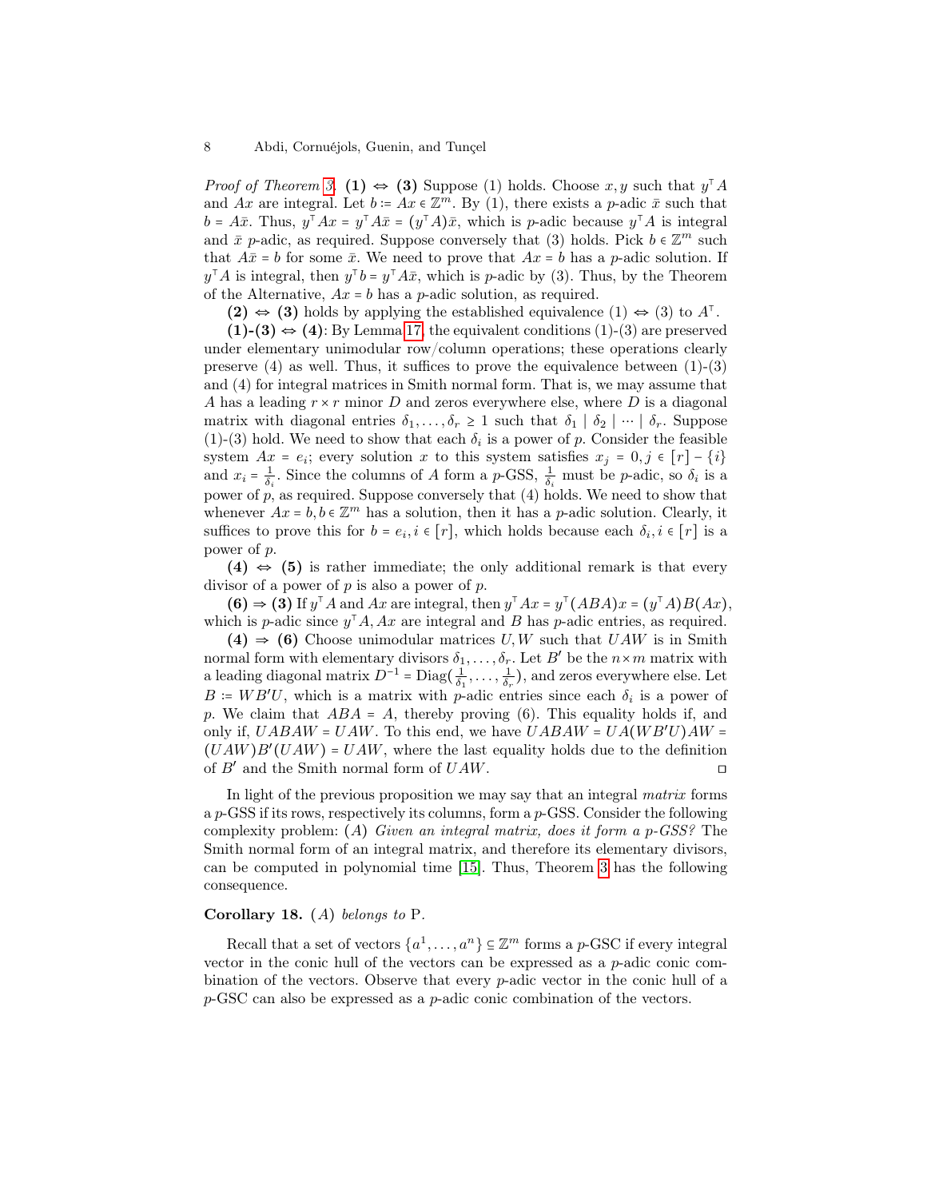*Proof of Theorem 3.* **(1) ⇔ (3)** Suppose (1) holds. Choose $x, y$ such that $y^\top A$ and $Ax$ are integral. Let $b := Ax \in \mathbb{Z}^m$. By (1), there exists a $p$-adic $\bar{x}$ such that $b = A\bar{x}$. Thus, $y^\top Ax = y^\top A\bar{x} = (y^\top A)\bar{x}$, which is $p$-adic because $y^\top A$ is integral and $\bar{x}$ $p$-adic, as required. Suppose conversely that (3) holds. Pick $b \in \mathbb{Z}^m$ such that $A\bar{x} = b$ for some $\bar{x}$. We need to prove that $Ax = b$ has a $p$-adic solution. If $y^\top A$ is integral, then $y^\top b = y^\top A\bar{x}$, which is $p$-adic by (3). Thus, by the Theorem of the Alternative, $Ax = b$ has a $p$-adic solution, as required.

**(2) ⇔ (3)** holds by applying the established equivalence (1) ⇔ (3) to $A^\top$.

**(1)-(3) ⇔ (4)**: By Lemma 17, the equivalent conditions (1)-(3) are preserved under elementary unimodular row/column operations; these operations clearly preserve (4) as well. Thus, it suffices to prove the equivalence between (1)-(3) and (4) for integral matrices in Smith normal form. That is, we may assume that $A$ has a leading $r \times r$ minor $D$ and zeros everywhere else, where $D$ is a diagonal matrix with diagonal entries $\delta_1, \ldots, \delta_r \geq 1$ such that $\delta_1 \mid \delta_2 \mid \cdots \mid \delta_r$. Suppose (1)-(3) hold. We need to show that each $\delta_i$ is a power of $p$. Consider the feasible system $Ax = e_i$; every solution $x$ to this system satisfies $x_j = 0, j \in [r] - \{i\}$ and $x_i = \frac{1}{\delta_i}$. Since the columns of $A$ form a $p$-GSS, $\frac{1}{\delta_i}$ must be $p$-adic, so $\delta_i$ is a power of $p$, as required. Suppose conversely that (4) holds. We need to show that whenever $Ax = b, b \in \mathbb{Z}^m$ has a solution, then it has a $p$-adic solution. Clearly, it suffices to prove this for $b = e_i, i \in [r]$, which holds because each $\delta_i, i \in [r]$ is a power of $p$.

**(4) ⇔ (5)** is rather immediate; the only additional remark is that every divisor of a power of $p$ is also a power of $p$.

**(6) ⇒ (3)** If $y^\top A$ and $Ax$ are integral, then $y^\top Ax = y^\top(ABA)x = (y^\top A)B(Ax)$, which is $p$-adic since $y^\top A, Ax$ are integral and $B$ has $p$-adic entries, as required.

**(4) ⇒ (6)** Choose unimodular matrices $U, W$ such that $UAW$ is in Smith normal form with elementary divisors $\delta_1, \ldots, \delta_r$. Let $B'$ be the $n \times m$ matrix with a leading diagonal matrix $D^{-1} = \mathrm{Diag}(\frac{1}{\delta_1}, \ldots, \frac{1}{\delta_r})$, and zeros everywhere else. Let $B := WB'U$, which is a matrix with $p$-adic entries since each $\delta_i$ is a power of $p$. We claim that $ABA = A$, thereby proving (6). This equality holds if, and only if, $UABAW = UAW$. To this end, we have $UABAW = UA(WB'U)AW = (UAW)B'(UAW) = UAW$, where the last equality holds due to the definition of $B'$ and the Smith normal form of $UAW$. □

In light of the previous proposition we may say that an integral *matrix* forms a $p$-GSS if its rows, respectively its columns, form a $p$-GSS. Consider the following complexity problem: $(A)$ *Given an integral matrix, does it form a p-GSS?* The Smith normal form of an integral matrix, and therefore its elementary divisors, can be computed in polynomial time [15]. Thus, Theorem 3 has the following consequence.

**Corollary 18.** $(A)$ *belongs to* P.

Recall that a set of vectors $\{a^1, \ldots, a^n\} \subseteq \mathbb{Z}^m$ forms a $p$-GSC if every integral vector in the conic hull of the vectors can be expressed as a $p$-adic conic combination of the vectors. Observe that every $p$-adic vector in the conic hull of a $p$-GSC can also be expressed as a $p$-adic conic combination of the vectors.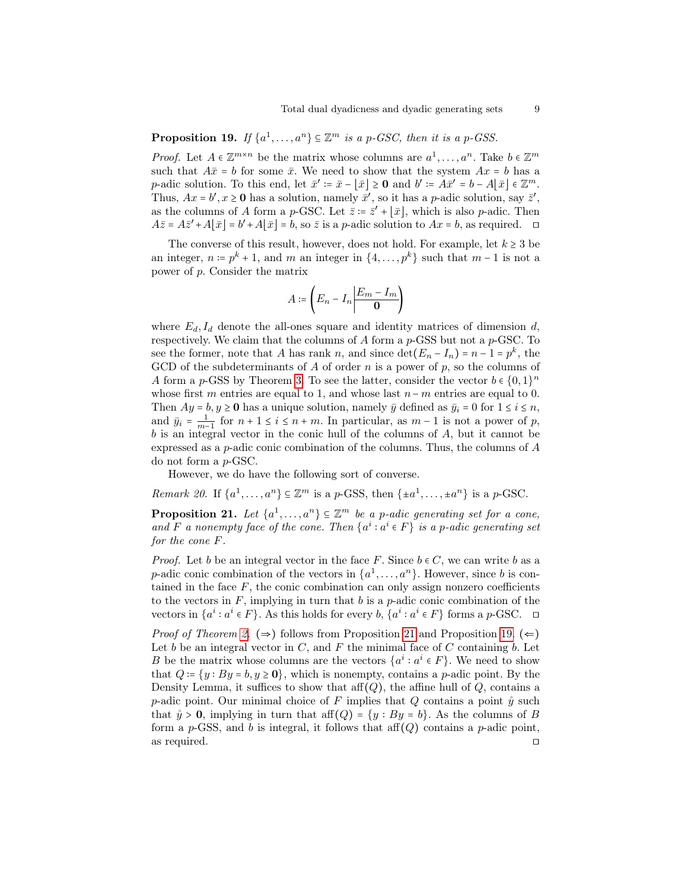**Proposition 19.** *If $\{a^1, \ldots, a^n\} \subseteq \mathbb{Z}^m$ is a $p$-GSC, then it is a $p$-GSS.*

*Proof.* Let $A \in \mathbb{Z}^{m\times n}$ be the matrix whose columns are $a^1, \ldots, a^n$. Take $b \in \mathbb{Z}^m$ such that $A\bar{x} = b$ for some $\bar{x}$. We need to show that the system $Ax = b$ has a $p$-adic solution. To this end, let $\bar{x}' := \bar{x} - \lfloor \bar{x} \rfloor \geq \mathbf{0}$ and $b' := A\bar{x}' = b - A\lfloor \bar{x} \rfloor \in \mathbb{Z}^m$. Thus, $Ax = b', x \geq \mathbf{0}$ has a solution, namely $\bar{x}'$, so it has a $p$-adic solution, say $\bar{z}'$, as the columns of $A$ form a $p$-GSC. Let $\bar{z} := \bar{z}' + \lfloor \bar{x} \rfloor$, which is also $p$-adic. Then $A\bar{z} = A\bar{z}' + A\lfloor \bar{x} \rfloor = b' + A\lfloor \bar{x} \rfloor = b$, so $\bar{z}$ is a $p$-adic solution to $Ax = b$, as required. $\square$

The converse of this result, however, does not hold. For example, let $k \geq 3$ be an integer, $n := p^k + 1$, and $m$ an integer in $\{4, \ldots, p^k\}$ such that $m - 1$ is not a power of $p$. Consider the matrix

$$A := \left( E_n - I_n \,\middle|\, \begin{matrix} E_m - I_m \\ \mathbf{0} \end{matrix} \right)$$

where $E_d, I_d$ denote the all-ones square and identity matrices of dimension $d$, respectively. We claim that the columns of $A$ form a $p$-GSS but not a $p$-GSC. To see the former, note that $A$ has rank $n$, and since $\det(E_n - I_n) = n - 1 = p^k$, the GCD of the subdeterminants of $A$ of order $n$ is a power of $p$, so the columns of $A$ form a $p$-GSS by Theorem 3. To see the latter, consider the vector $b \in \{0,1\}^n$ whose first $m$ entries are equal to 1, and whose last $n - m$ entries are equal to 0. Then $Ay = b, y \geq \mathbf{0}$ has a unique solution, namely $\bar{y}$ defined as $\bar{y}_i = 0$ for $1 \leq i \leq n$, and $\bar{y}_i = \frac{1}{m-1}$ for $n + 1 \leq i \leq n + m$. In particular, as $m - 1$ is not a power of $p$, $b$ is an integral vector in the conic hull of the columns of $A$, but it cannot be expressed as a $p$-adic conic combination of the columns. Thus, the columns of $A$ do not form a $p$-GSC.

However, we do have the following sort of converse.

*Remark 20.* If $\{a^1, \ldots, a^n\} \subseteq \mathbb{Z}^m$ is a $p$-GSS, then $\{\pm a^1, \ldots, \pm a^n\}$ is a $p$-GSC.

**Proposition 21.** *Let $\{a^1, \ldots, a^n\} \subseteq \mathbb{Z}^m$ be a $p$-adic generating set for a cone, and $F$ a nonempty face of the cone. Then $\{a^i : a^i \in F\}$ is a $p$-adic generating set for the cone $F$.*

*Proof.* Let $b$ be an integral vector in the face $F$. Since $b \in C$, we can write $b$ as a $p$-adic conic combination of the vectors in $\{a^1, \ldots, a^n\}$. However, since $b$ is contained in the face $F$, the conic combination can only assign nonzero coefficients to the vectors in $F$, implying in turn that $b$ is a $p$-adic conic combination of the vectors in $\{a^i : a^i \in F\}$. As this holds for every $b$, $\{a^i : a^i \in F\}$ forms a $p$-GSC. $\square$

*Proof of Theorem 2.* ($\Rightarrow$) follows from Proposition 21 and Proposition 19. ($\Leftarrow$) Let $b$ be an integral vector in $C$, and $F$ the minimal face of $C$ containing $b$. Let $B$ be the matrix whose columns are the vectors $\{a^i : a^i \in F\}$. We need to show that $Q := \{y : By = b, y \geq \mathbf{0}\}$, which is nonempty, contains a $p$-adic point. By the Density Lemma, it suffices to show that $\mathrm{aff}(Q)$, the affine hull of $Q$, contains a $p$-adic point. Our minimal choice of $F$ implies that $Q$ contains a point $\mathring{y}$ such that $\mathring{y} > \mathbf{0}$, implying in turn that $\mathrm{aff}(Q) = \{y : By = b\}$. As the columns of $B$ form a $p$-GSS, and $b$ is integral, it follows that $\mathrm{aff}(Q)$ contains a $p$-adic point, as required. $\square$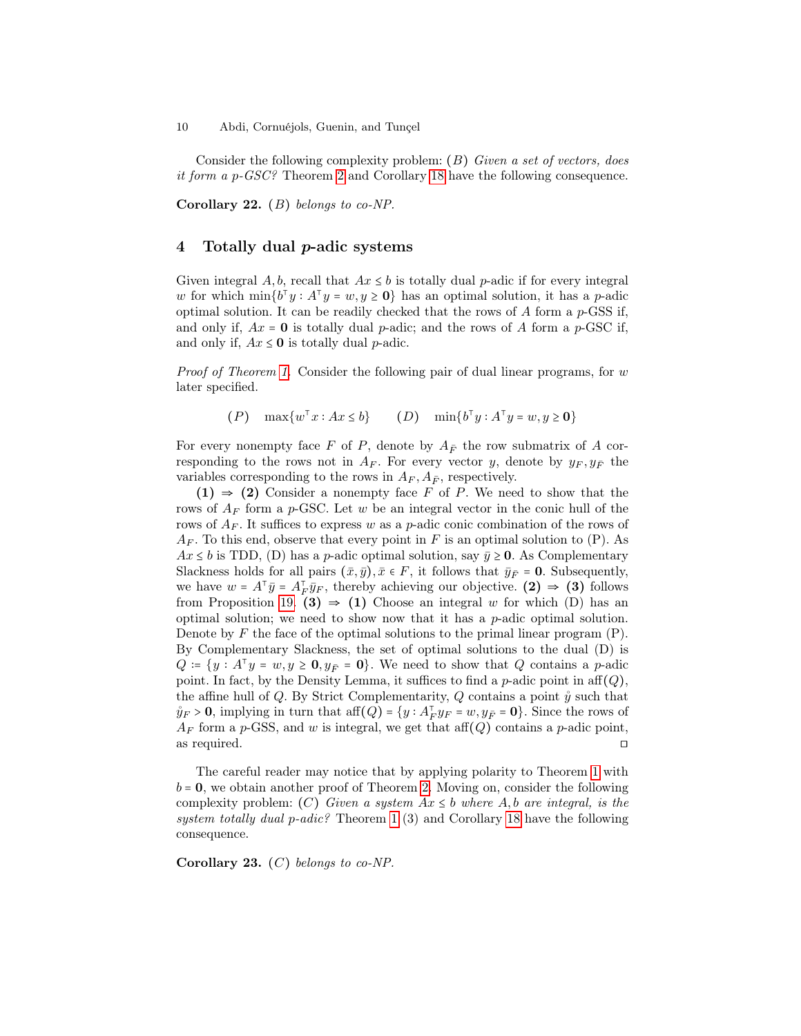Consider the following complexity problem: $(B)$ *Given a set of vectors, does it form a p-GSC?* Theorem 2 and Corollary 18 have the following consequence.

**Corollary 22.** $(B)$ *belongs to co-NP.*

## 4 Totally dual $p$-adic systems

Given integral $A, b$, recall that $Ax \le b$ is totally dual $p$-adic if for every integral $w$ for which $\min\{b^\top y : A^\top y = w, y \ge \mathbf{0}\}$ has an optimal solution, it has a $p$-adic optimal solution. It can be readily checked that the rows of $A$ form a $p$-GSS if, and only if, $Ax = \mathbf{0}$ is totally dual $p$-adic; and the rows of $A$ form a $p$-GSC if, and only if, $Ax \le \mathbf{0}$ is totally dual $p$-adic.

*Proof of Theorem 1.* Consider the following pair of dual linear programs, for $w$ later specified.

$$(P) \quad \max\{w^\top x : Ax \le b\} \qquad (D) \quad \min\{b^\top y : A^\top y = w, y \ge \mathbf{0}\}$$

For every nonempty face $F$ of $P$, denote by $A_{\bar{F}}$ the row submatrix of $A$ corresponding to the rows not in $A_F$. For every vector $y$, denote by $y_F, y_{\bar{F}}$ the variables corresponding to the rows in $A_F, A_{\bar{F}}$, respectively.

**(1) $\Rightarrow$ (2)** Consider a nonempty face $F$ of $P$. We need to show that the rows of $A_F$ form a $p$-GSC. Let $w$ be an integral vector in the conic hull of the rows of $A_F$. It suffices to express $w$ as a $p$-adic conic combination of the rows of $A_F$. To this end, observe that every point in $F$ is an optimal solution to (P). As $Ax \le b$ is TDD, (D) has a $p$-adic optimal solution, say $\bar{y} \ge \mathbf{0}$. As Complementary Slackness holds for all pairs $(\bar{x}, \bar{y}), \bar{x} \in F$, it follows that $\bar{y}_{\bar{F}} = \mathbf{0}$. Subsequently, we have $w = A^\top \bar{y} = A_F^\top \bar{y}_F$, thereby achieving our objective. **(2) $\Rightarrow$ (3)** follows from Proposition 19. **(3) $\Rightarrow$ (1)** Choose an integral $w$ for which (D) has an optimal solution; we need to show now that it has a $p$-adic optimal solution. Denote by $F$ the face of the optimal solutions to the primal linear program (P). By Complementary Slackness, the set of optimal solutions to the dual (D) is $Q := \{y : A^\top y = w, y \ge \mathbf{0}, y_{\bar{F}} = \mathbf{0}\}$. We need to show that $Q$ contains a $p$-adic point. In fact, by the Density Lemma, it suffices to find a $p$-adic point in $\mathrm{aff}(Q)$, the affine hull of $Q$. By Strict Complementarity, $Q$ contains a point $\mathring{y}$ such that $\mathring{y}_F > \mathbf{0}$, implying in turn that $\mathrm{aff}(Q) = \{y : A_F^\top y_F = w, y_{\bar{F}} = \mathbf{0}\}$. Since the rows of $A_F$ form a $p$-GSS, and $w$ is integral, we get that $\mathrm{aff}(Q)$ contains a $p$-adic point, as required. □

The careful reader may notice that by applying polarity to Theorem 1 with $b = \mathbf{0}$, we obtain another proof of Theorem 2. Moving on, consider the following complexity problem: $(C)$ *Given a system $Ax \le b$ where $A, b$ are integral, is the system totally dual p-adic?* Theorem 1 (3) and Corollary 18 have the following consequence.

**Corollary 23.** $(C)$ *belongs to co-NP.*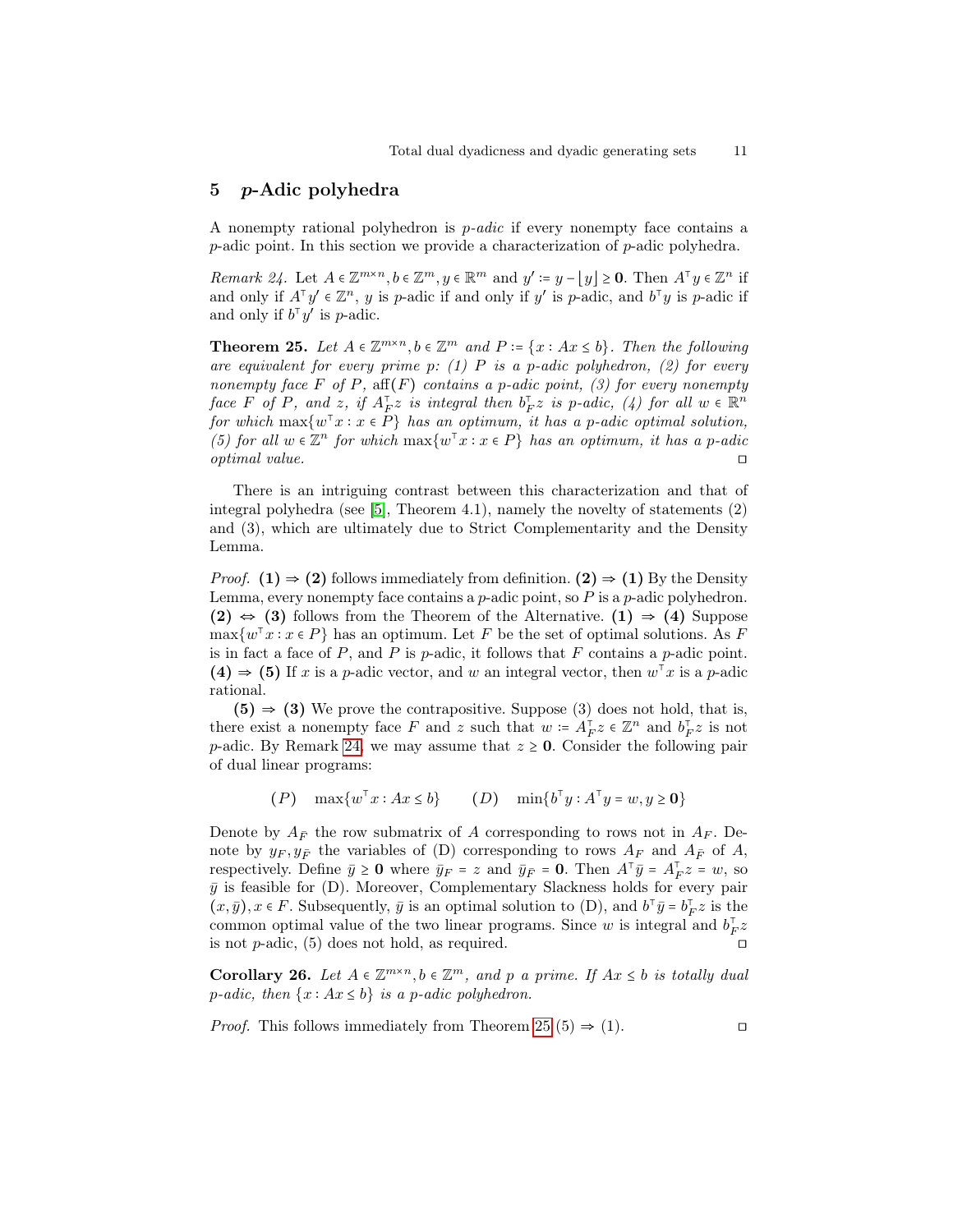## 5 $p$-Adic polyhedra

A nonempty rational polyhedron is *$p$-adic* if every nonempty face contains a $p$-adic point. In this section we provide a characterization of $p$-adic polyhedra.

*Remark 24.* Let $A \in \mathbb{Z}^{m\times n}, b \in \mathbb{Z}^m, y \in \mathbb{R}^m$ and $y' \coloneqq y - \lfloor y \rfloor \geq \mathbf{0}$. Then $A^\top y \in \mathbb{Z}^n$ if and only if $A^\top y' \in \mathbb{Z}^n$, $y$ is $p$-adic if and only if $y'$ is $p$-adic, and $b^\top y$ is $p$-adic if and only if $b^\top y'$ is $p$-adic.

**Theorem 25.** *Let $A \in \mathbb{Z}^{m\times n}, b \in \mathbb{Z}^m$ and $P \coloneqq \{x : Ax \leq b\}$. Then the following are equivalent for every prime $p$: (1) $P$ is a $p$-adic polyhedron, (2) for every nonempty face $F$ of $P$, $\mathrm{aff}(F)$ contains a $p$-adic point, (3) for every nonempty face $F$ of $P$, and $z$, if $A_F^\top z$ is integral then $b_F^\top z$ is $p$-adic, (4) for all $w \in \mathbb{R}^n$ for which $\max\{w^\top x : x \in P\}$ has an optimum, it has a $p$-adic optimal solution, (5) for all $w \in \mathbb{Z}^n$ for which $\max\{w^\top x : x \in P\}$ has an optimum, it has a $p$-adic optimal value.* ◻

There is an intriguing contrast between this characterization and that of integral polyhedra (see [5], Theorem 4.1), namely the novelty of statements (2) and (3), which are ultimately due to Strict Complementarity and the Density Lemma.

*Proof.* **(1) ⇒ (2)** follows immediately from definition. **(2) ⇒ (1)** By the Density Lemma, every nonempty face contains a $p$-adic point, so $P$ is a $p$-adic polyhedron. **(2) ⇔ (3)** follows from the Theorem of the Alternative. **(1) ⇒ (4)** Suppose $\max\{w^\top x : x \in P\}$ has an optimum. Let $F$ be the set of optimal solutions. As $F$ is in fact a face of $P$, and $P$ is $p$-adic, it follows that $F$ contains a $p$-adic point. **(4) ⇒ (5)** If $x$ is a $p$-adic vector, and $w$ an integral vector, then $w^\top x$ is a $p$-adic rational.

**(5) ⇒ (3)** We prove the contrapositive. Suppose (3) does not hold, that is, there exist a nonempty face $F$ and $z$ such that $w \coloneqq A_F^\top z \in \mathbb{Z}^n$ and $b_F^\top z$ is not $p$-adic. By Remark 24, we may assume that $z \geq \mathbf{0}$. Consider the following pair of dual linear programs:

$$(P) \quad \max\{w^\top x : Ax \leq b\} \qquad (D) \quad \min\{b^\top y : A^\top y = w, y \geq \mathbf{0}\}$$

Denote by $A_{\bar{F}}$ the row submatrix of $A$ corresponding to rows not in $A_F$. Denote by $y_F, y_{\bar{F}}$ the variables of (D) corresponding to rows $A_F$ and $A_{\bar{F}}$ of $A$, respectively. Define $\bar{y} \geq \mathbf{0}$ where $\bar{y}_F = z$ and $\bar{y}_{\bar{F}} = \mathbf{0}$. Then $A^\top \bar{y} = A_F^\top z = w$, so $\bar{y}$ is feasible for (D). Moreover, Complementary Slackness holds for every pair $(x, \bar{y}), x \in F$. Subsequently, $\bar{y}$ is an optimal solution to (D), and $b^\top \bar{y} = b_F^\top z$ is the common optimal value of the two linear programs. Since $w$ is integral and $b_F^\top z$ is not $p$-adic, (5) does not hold, as required. ◻

**Corollary 26.** *Let $A \in \mathbb{Z}^{m\times n}, b \in \mathbb{Z}^m$, and $p$ a prime. If $Ax \leq b$ is totally dual $p$-adic, then $\{x : Ax \leq b\}$ is a $p$-adic polyhedron.*

*Proof.* This follows immediately from Theorem 25 (5) ⇒ (1). ◻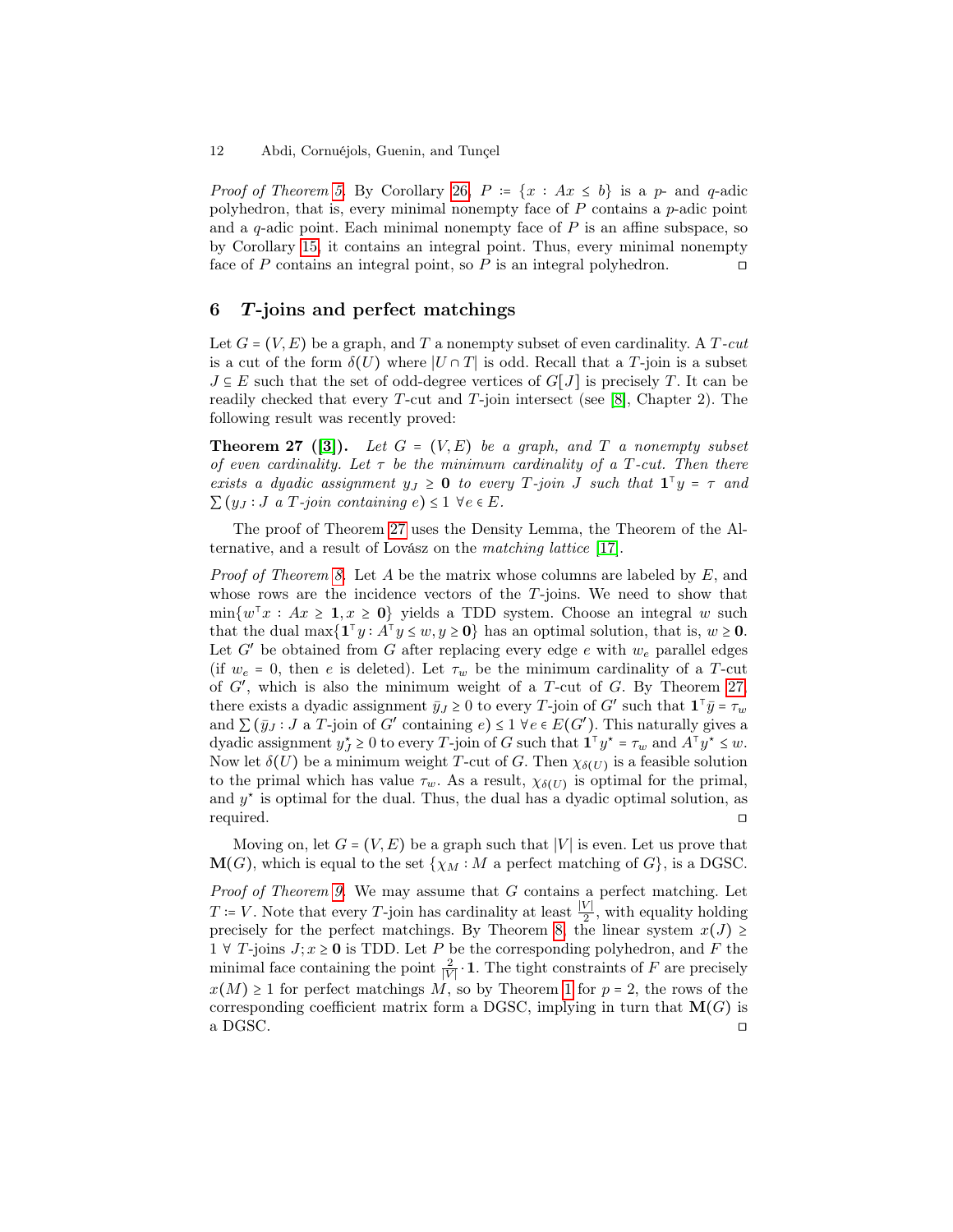*Proof of Theorem 5.* By Corollary 26, $P := \{x : Ax \le b\}$ is a $p$- and $q$-adic polyhedron, that is, every minimal nonempty face of $P$ contains a $p$-adic point and a $q$-adic point. Each minimal nonempty face of $P$ is an affine subspace, so by Corollary 15, it contains an integral point. Thus, every minimal nonempty face of $P$ contains an integral point, so $P$ is an integral polyhedron. □

## 6 $T$-joins and perfect matchings

Let $G = (V, E)$ be a graph, and $T$ a nonempty subset of even cardinality. A *$T$-cut* is a cut of the form $\delta(U)$ where $|U \cap T|$ is odd. Recall that a $T$-join is a subset $J \subseteq E$ such that the set of odd-degree vertices of $G[J]$ is precisely $T$. It can be readily checked that every $T$-cut and $T$-join intersect (see [8], Chapter 2). The following result was recently proved:

**Theorem 27 ([3]).** *Let $G = (V, E)$ be a graph, and $T$ a nonempty subset of even cardinality. Let $\tau$ be the minimum cardinality of a $T$-cut. Then there exists a dyadic assignment $y_J \ge \mathbf{0}$ to every $T$-join $J$ such that $\mathbf{1}^\top y = \tau$ and $\sum (y_J : J \text{ a } T\text{-join containing } e) \le 1 \ \forall e \in E$.*

The proof of Theorem 27 uses the Density Lemma, the Theorem of the Alternative, and a result of Lovász on the *matching lattice* [17].

*Proof of Theorem 8.* Let $A$ be the matrix whose columns are labeled by $E$, and whose rows are the incidence vectors of the $T$-joins. We need to show that $\min\{w^\top x : Ax \ge \mathbf{1}, x \ge \mathbf{0}\}$ yields a TDD system. Choose an integral $w$ such that the dual $\max\{\mathbf{1}^\top y : A^\top y \le w, y \ge \mathbf{0}\}$ has an optimal solution, that is, $w \ge \mathbf{0}$. Let $G'$ be obtained from $G$ after replacing every edge $e$ with $w_e$ parallel edges (if $w_e = 0$, then $e$ is deleted). Let $\tau_w$ be the minimum cardinality of a $T$-cut of $G'$, which is also the minimum weight of a $T$-cut of $G$. By Theorem 27, there exists a dyadic assignment $\bar{y}_J \ge 0$ to every $T$-join of $G'$ such that $\mathbf{1}^\top \bar{y} = \tau_w$ and $\sum (\bar{y}_J : J \text{ a } T\text{-join of } G' \text{ containing } e) \le 1 \ \forall e \in E(G')$. This naturally gives a dyadic assignment $y^\star_J \ge 0$ to every $T$-join of $G$ such that $\mathbf{1}^\top y^\star = \tau_w$ and $A^\top y^\star \le w$. Now let $\delta(U)$ be a minimum weight $T$-cut of $G$. Then $\chi_{\delta(U)}$ is a feasible solution to the primal which has value $\tau_w$. As a result, $\chi_{\delta(U)}$ is optimal for the primal, and $y^\star$ is optimal for the dual. Thus, the dual has a dyadic optimal solution, as required. □

Moving on, let $G = (V, E)$ be a graph such that $|V|$ is even. Let us prove that $\mathbf{M}(G)$, which is equal to the set $\{\chi_M : M \text{ a perfect matching of } G\}$, is a DGSC.

*Proof of Theorem 9.* We may assume that $G$ contains a perfect matching. Let $T := V$. Note that every $T$-join has cardinality at least $\frac{|V|}{2}$, with equality holding precisely for the perfect matchings. By Theorem 8, the linear system $x(J) \ge 1 \ \forall \ T\text{-joins } J; x \ge \mathbf{0}$ is TDD. Let $P$ be the corresponding polyhedron, and $F$ the minimal face containing the point $\frac{2}{|V|} \cdot \mathbf{1}$. The tight constraints of $F$ are precisely $x(M) \ge 1$ for perfect matchings $M$, so by Theorem 1 for $p = 2$, the rows of the corresponding coefficient matrix form a DGSC, implying in turn that $\mathbf{M}(G)$ is a DGSC. □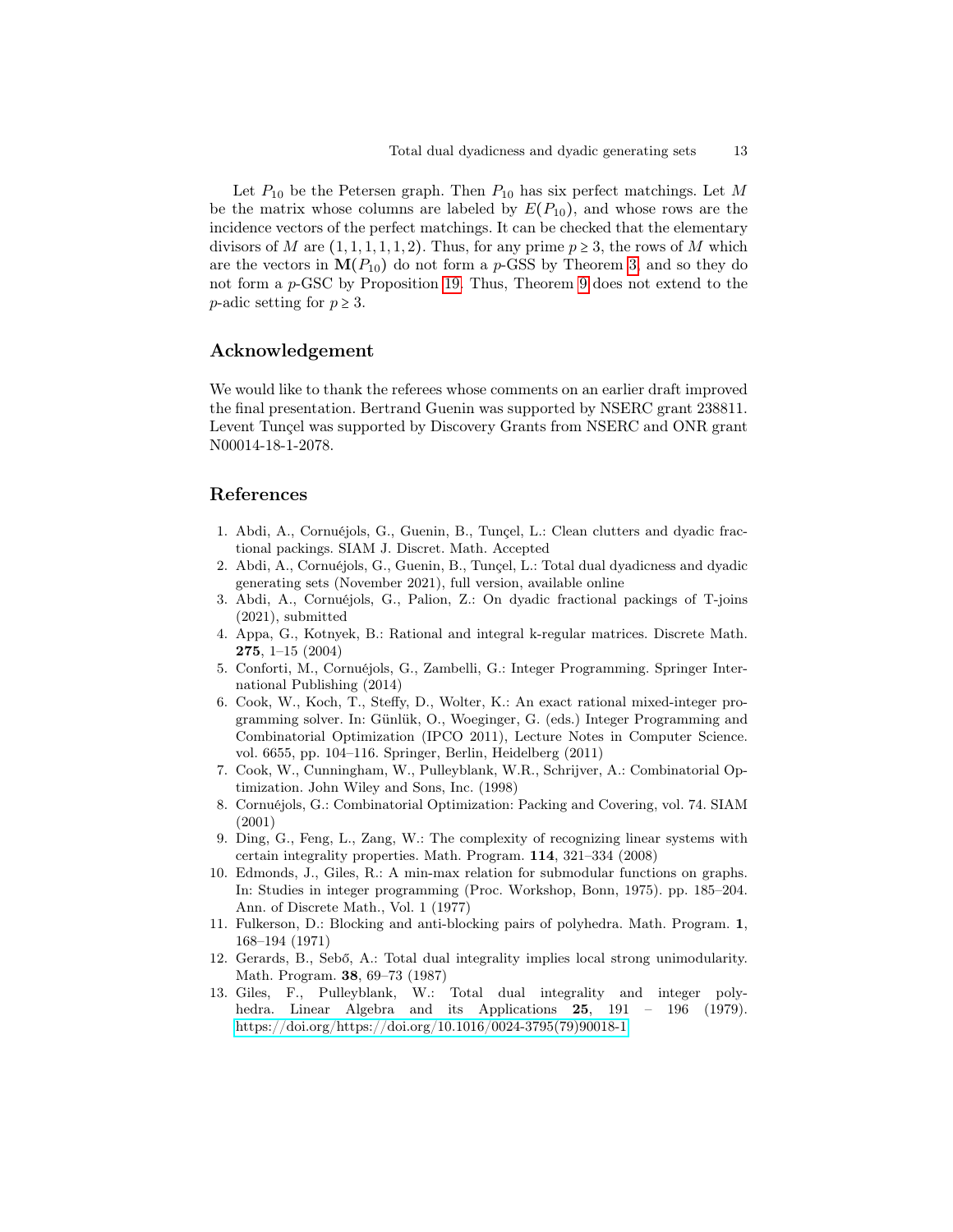Let $P_{10}$ be the Petersen graph. Then $P_{10}$ has six perfect matchings. Let $M$ be the matrix whose columns are labeled by $E(P_{10})$, and whose rows are the incidence vectors of the perfect matchings. It can be checked that the elementary divisors of $M$ are $(1,1,1,1,1,2)$. Thus, for any prime $p \geq 3$, the rows of $M$ which are the vectors in $\mathbf{M}(P_{10})$ do not form a $p$-GSS by Theorem 3, and so they do not form a $p$-GSC by Proposition 19. Thus, Theorem 9 does not extend to the $p$-adic setting for $p \geq 3$.

## Acknowledgement

We would like to thank the referees whose comments on an earlier draft improved the final presentation. Bertrand Guenin was supported by NSERC grant 238811. Levent Tunçel was supported by Discovery Grants from NSERC and ONR grant N00014-18-1-2078.

## References

1. Abdi, A., Cornuéjols, G., Guenin, B., Tunçel, L.: Clean clutters and dyadic fractional packings. SIAM J. Discret. Math. Accepted
2. Abdi, A., Cornuéjols, G., Guenin, B., Tunçel, L.: Total dual dyadicness and dyadic generating sets (November 2021), full version, available online
3. Abdi, A., Cornuéjols, G., Palion, Z.: On dyadic fractional packings of T-joins (2021), submitted
4. Appa, G., Kotnyek, B.: Rational and integral k-regular matrices. Discrete Math. **275**, 1–15 (2004)
5. Conforti, M., Cornuéjols, G., Zambelli, G.: Integer Programming. Springer International Publishing (2014)
6. Cook, W., Koch, T., Steffy, D., Wolter, K.: An exact rational mixed-integer programming solver. In: Günlük, O., Woeginger, G. (eds.) Integer Programming and Combinatorial Optimization (IPCO 2011), Lecture Notes in Computer Science. vol. 6655, pp. 104–116. Springer, Berlin, Heidelberg (2011)
7. Cook, W., Cunningham, W., Pulleyblank, W.R., Schrijver, A.: Combinatorial Optimization. John Wiley and Sons, Inc. (1998)
8. Cornuéjols, G.: Combinatorial Optimization: Packing and Covering, vol. 74. SIAM (2001)
9. Ding, G., Feng, L., Zang, W.: The complexity of recognizing linear systems with certain integrality properties. Math. Program. **114**, 321–334 (2008)
10. Edmonds, J., Giles, R.: A min-max relation for submodular functions on graphs. In: Studies in integer programming (Proc. Workshop, Bonn, 1975). pp. 185–204. Ann. of Discrete Math., Vol. 1 (1977)
11. Fulkerson, D.: Blocking and anti-blocking pairs of polyhedra. Math. Program. **1**, 168–194 (1971)
12. Gerards, B., Sebő, A.: Total dual integrality implies local strong unimodularity. Math. Program. **38**, 69–73 (1987)
13. Giles, F., Pulleyblank, W.: Total dual integrality and integer polyhedra. Linear Algebra and its Applications **25**, 191 – 196 (1979). https://doi.org/https://doi.org/10.1016/0024-3795(79)90018-1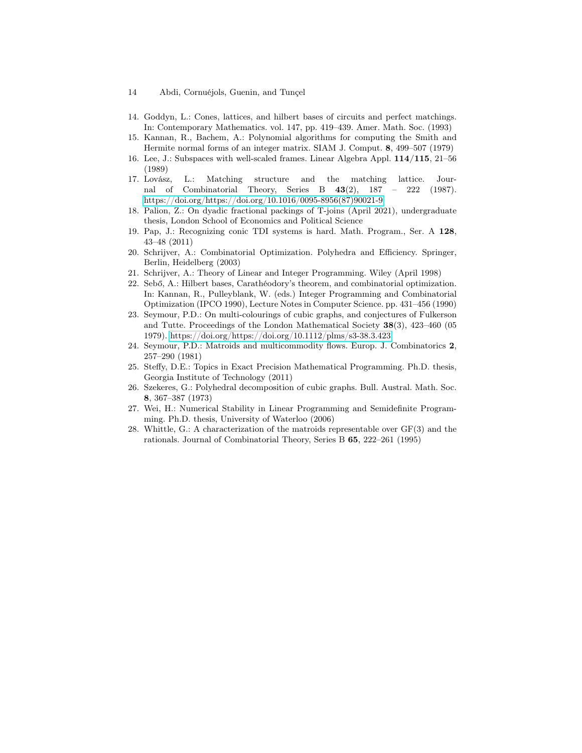14. Goddyn, L.: Cones, lattices, and hilbert bases of circuits and perfect matchings. In: Contemporary Mathematics. vol. 147, pp. 419–439. Amer. Math. Soc. (1993)
15. Kannan, R., Bachem, A.: Polynomial algorithms for computing the Smith and Hermite normal forms of an integer matrix. SIAM J. Comput. **8**, 499–507 (1979)
16. Lee, J.: Subspaces with well-scaled frames. Linear Algebra Appl. **114/115**, 21–56 (1989)
17. Lovász, L.: Matching structure and the matching lattice. Journal of Combinatorial Theory, Series B **43**(2), 187 – 222 (1987). https://doi.org/https://doi.org/10.1016/0095-8956(87)90021-9
18. Palion, Z.: On dyadic fractional packings of T-joins (April 2021), undergraduate thesis, London School of Economics and Political Science
19. Pap, J.: Recognizing conic TDI systems is hard. Math. Program., Ser. A **128**, 43–48 (2011)
20. Schrijver, A.: Combinatorial Optimization. Polyhedra and Efficiency. Springer, Berlin, Heidelberg (2003)
21. Schrijver, A.: Theory of Linear and Integer Programming. Wiley (April 1998)
22. Sebő, A.: Hilbert bases, Carathéodory's theorem, and combinatorial optimization. In: Kannan, R., Pulleyblank, W. (eds.) Integer Programming and Combinatorial Optimization (IPCO 1990), Lecture Notes in Computer Science. pp. 431–456 (1990)
23. Seymour, P.D.: On multi-colourings of cubic graphs, and conjectures of Fulkerson and Tutte. Proceedings of the London Mathematical Society **38**(3), 423–460 (05 1979). https://doi.org/https://doi.org/10.1112/plms/s3-38.3.423
24. Seymour, P.D.: Matroids and multicommodity flows. Europ. J. Combinatorics **2**, 257–290 (1981)
25. Steffy, D.E.: Topics in Exact Precision Mathematical Programming. Ph.D. thesis, Georgia Institute of Technology (2011)
26. Szekeres, G.: Polyhedral decomposition of cubic graphs. Bull. Austral. Math. Soc. **8**, 367–387 (1973)
27. Wei, H.: Numerical Stability in Linear Programming and Semidefinite Programming. Ph.D. thesis, University of Waterloo (2006)
28. Whittle, G.: A characterization of the matroids representable over GF(3) and the rationals. Journal of Combinatorial Theory, Series B **65**, 222–261 (1995)